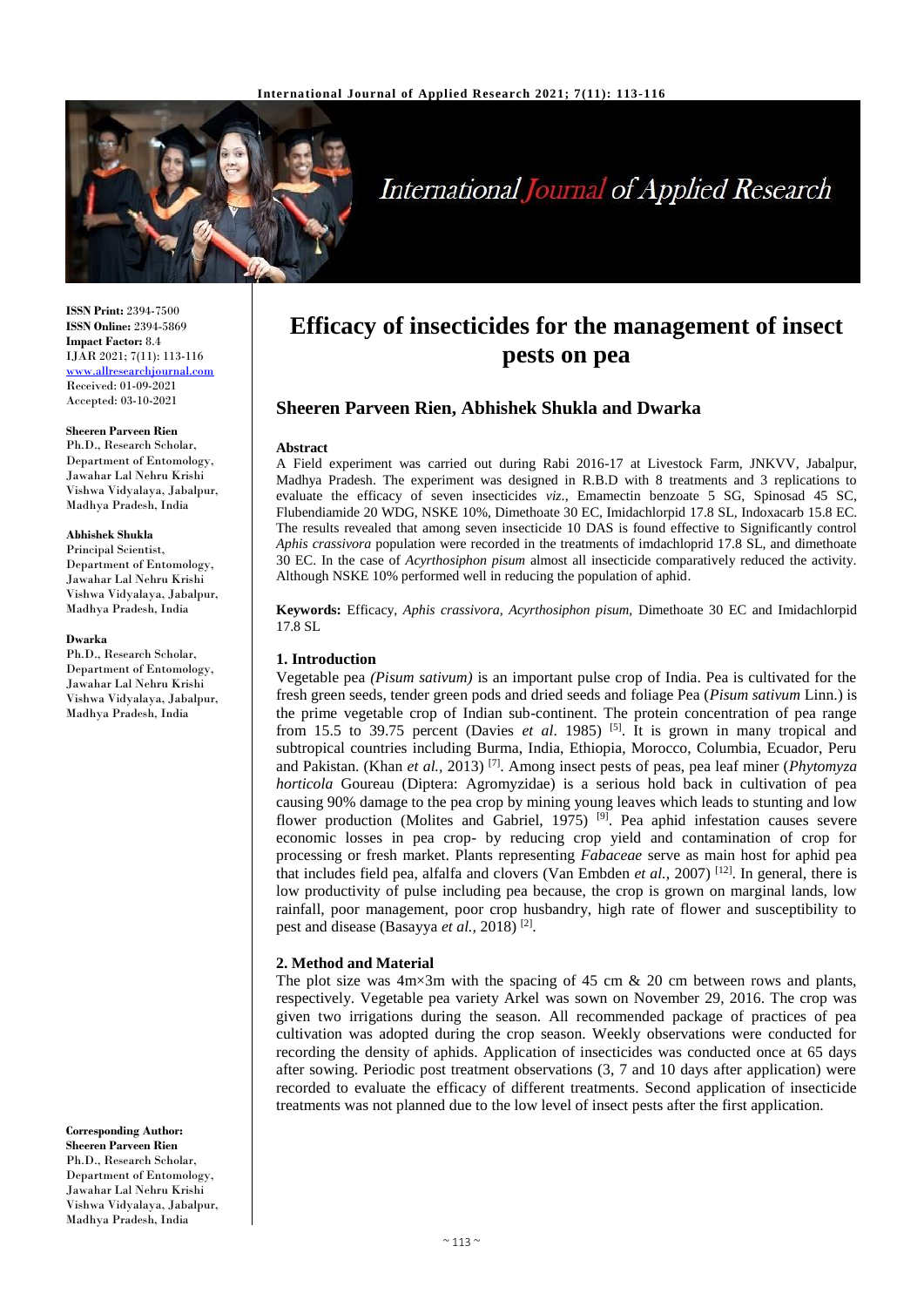# Efficacy of insecticides for the management of insect pests on pea

## Sheeren Parveen Rien, Abhishek Shukla and Dwarka

**ISSN Print:** 2394-7500
**ISSN Online:** 2394-5869
**Impact Factor:** 8.4
IJAR 2021; 7(11): 113-116
www.allresearchjournal.com
Received: 01-09-2021
Accepted: 03-10-2021

**Sheeren Parveen Rien**
Ph.D., Research Scholar, Department of Entomology, Jawahar Lal Nehru Krishi Vishwa Vidyalaya, Jabalpur, Madhya Pradesh, India

**Abhishek Shukla**
Principal Scientist, Department of Entomology, Jawahar Lal Nehru Krishi Vishwa Vidyalaya, Jabalpur, Madhya Pradesh, India

**Dwarka**
Ph.D., Research Scholar, Department of Entomology, Jawahar Lal Nehru Krishi Vishwa Vidyalaya, Jabalpur, Madhya Pradesh, India

**Corresponding Author:**
**Sheeren Parveen Rien**
Ph.D., Research Scholar, Department of Entomology, Jawahar Lal Nehru Krishi Vishwa Vidyalaya, Jabalpur, Madhya Pradesh, India

**Abstract**

A Field experiment was carried out during Rabi 2016-17 at Livestock Farm, JNKVV, Jabalpur, Madhya Pradesh. The experiment was designed in R.B.D with 8 treatments and 3 replications to evaluate the efficacy of seven insecticides *viz.,* Emamectin benzoate 5 SG, Spinosad 45 SC, Flubendiamide 20 WDG, NSKE 10%, Dimethoate 30 EC, Imidachlorpid 17.8 SL, Indoxacarb 15.8 EC. The results revealed that among seven insecticide 10 DAS is found effective to Significantly control *Aphis crassivora* population were recorded in the treatments of imdachloprid 17.8 SL, and dimethoate 30 EC. In the case of *Acyrthosiphon pisum* almost all insecticide comparatively reduced the activity. Although NSKE 10% performed well in reducing the population of aphid.

**Keywords:** Efficacy, *Aphis crassivora, Acyrthosiphon pisum,* Dimethoate 30 EC and Imidachlorpid 17.8 SL

### 1. Introduction

Vegetable pea *(Pisum sativum)* is an important pulse crop of India. Pea is cultivated for the fresh green seeds, tender green pods and dried seeds and foliage Pea (*Pisum sativum* Linn.) is the prime vegetable crop of Indian sub-continent. The protein concentration of pea range from 15.5 to 39.75 percent (Davies *et al*. 1985) [5]. It is grown in many tropical and subtropical countries including Burma, India, Ethiopia, Morocco, Columbia, Ecuador, Peru and Pakistan. (Khan *et al.*, 2013) [7]. Among insect pests of peas, pea leaf miner (*Phytomyza horticola* Goureau (Diptera: Agromyzidae) is a serious hold back in cultivation of pea causing 90% damage to the pea crop by mining young leaves which leads to stunting and low flower production (Molites and Gabriel, 1975) [9]. Pea aphid infestation causes severe economic losses in pea crop- by reducing crop yield and contamination of crop for processing or fresh market. Plants representing *Fabaceae* serve as main host for aphid pea that includes field pea, alfalfa and clovers (Van Embden *et al.*, 2007) [12]. In general, there is low productivity of pulse including pea because, the crop is grown on marginal lands, low rainfall, poor management, poor crop husbandry, high rate of flower and susceptibility to pest and disease (Basayya *et al.*, 2018) [2].

### 2. Method and Material

The plot size was 4m×3m with the spacing of 45 cm & 20 cm between rows and plants, respectively. Vegetable pea variety Arkel was sown on November 29, 2016. The crop was given two irrigations during the season. All recommended package of practices of pea cultivation was adopted during the crop season. Weekly observations were conducted for recording the density of aphids. Application of insecticides was conducted once at 65 days after sowing. Periodic post treatment observations (3, 7 and 10 days after application) were recorded to evaluate the efficacy of different treatments. Second application of insecticide treatments was not planned due to the low level of insect pests after the first application.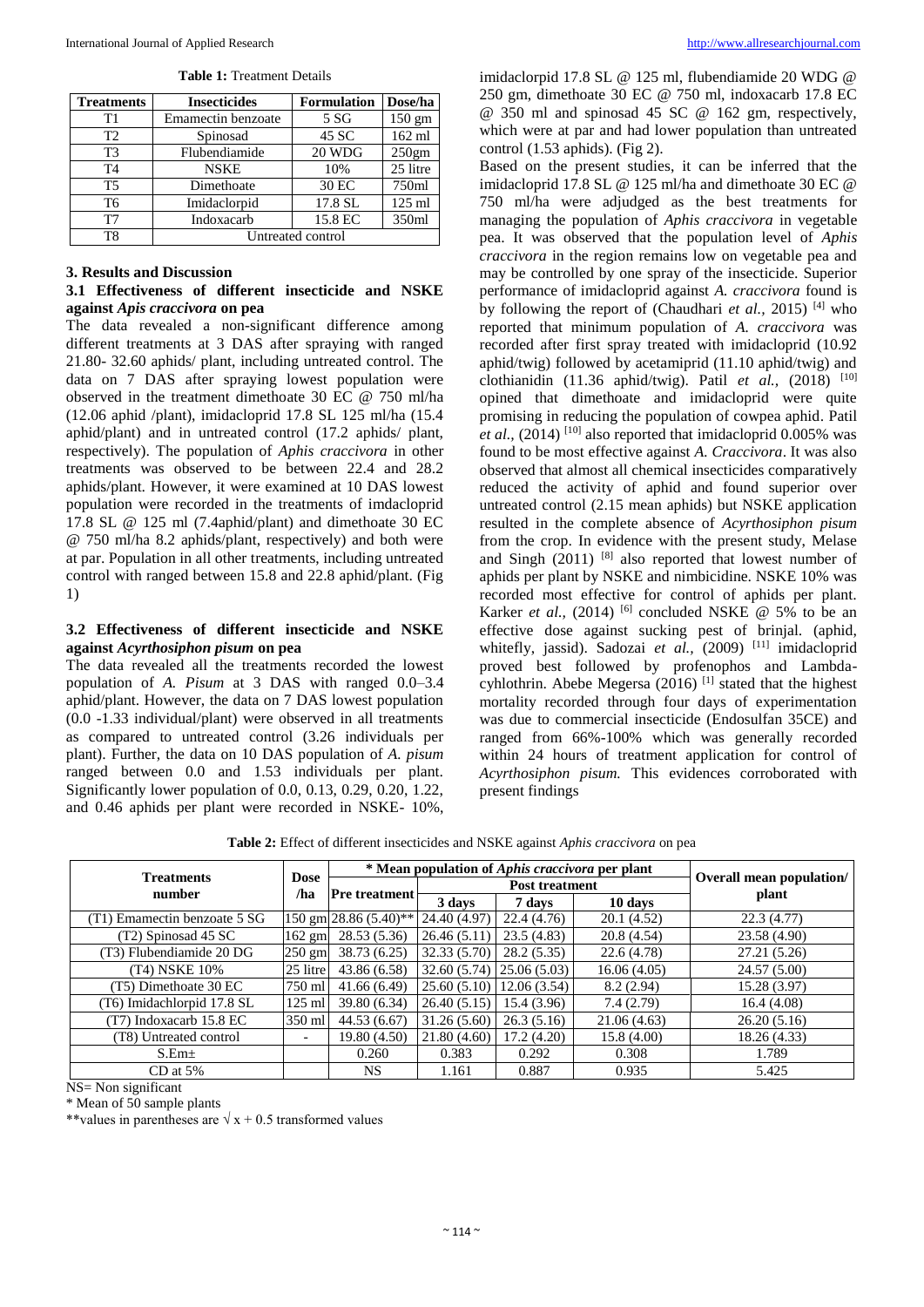**Table 1:** Treatment Details

| Treatments | Insecticides | Formulation | Dose/ha |
|---|---|---|---|
| T1 | Emamectin benzoate | 5 SG | 150 gm |
| T2 | Spinosad | 45 SC | 162 ml |
| T3 | Flubendiamide | 20 WDG | 250gm |
| T4 | NSKE | 10% | 25 litre |
| T5 | Dimethoate | 30 EC | 750ml |
| T6 | Imidaclorpid | 17.8 SL | 125 ml |
| T7 | Indoxacarb | 15.8 EC | 350ml |
| T8 | Untreated control | | |

## 3. Results and Discussion

### 3.1 Effectiveness of different insecticide and NSKE against *Apis craccivora* on pea

The data revealed a non-significant difference among different treatments at 3 DAS after spraying with ranged 21.80- 32.60 aphids/ plant, including untreated control. The data on 7 DAS after spraying lowest population were observed in the treatment dimethoate 30 EC @ 750 ml/ha (12.06 aphid /plant), imidaclorpid 17.8 SL 125 ml/ha (15.4 aphid/plant) and in untreated control (17.2 aphids/ plant, respectively). The population of *Aphis craccivora* in other treatments was observed to be between 22.4 and 28.2 aphids/plant. However, it were examined at 10 DAS lowest population were recorded in the treatments of imdaclorpid 17.8 SL @ 125 ml (7.4aphid/plant) and dimethoate 30 EC @ 750 ml/ha 8.2 aphids/plant, respectively) and both were at par. Population in all other treatments, including untreated control with ranged between 15.8 and 22.8 aphid/plant. (Fig 1)

### 3.2 Effectiveness of different insecticide and NSKE against *Acyrthosiphon pisum* on pea

The data revealed all the treatments recorded the lowest population of *A. Pisum* at 3 DAS with ranged 0.0–3.4 aphid/plant. However, the data on 7 DAS lowest population (0.0 -1.33 individual/plant) were observed in all treatments as compared to untreated control (3.26 individuals per plant). Further, the data on 10 DAS population of *A. pisum* ranged between 0.0 and 1.53 individuals per plant. Significantly lower population of 0.0, 0.13, 0.29, 0.20, 1.22, and 0.46 aphids per plant were recorded in NSKE- 10%, imidaclorpid 17.8 SL @ 125 ml, flubendiamide 20 WDG @ 250 gm, dimethoate 30 EC @ 750 ml, indoxacarb 17.8 EC @ 350 ml and spinosad 45 SC @ 162 gm, respectively, which were at par and had lower population than untreated control (1.53 aphids). (Fig 2).

Based on the present studies, it can be inferred that the imidaclopid 17.8 SL @ 125 ml/ha and dimethoate 30 EC @ 750 ml/ha were adjudged as the best treatments for managing the population of *Aphis craccivora* in vegetable pea. It was observed that the population level of *Aphis craccivora* in the region remains low on vegetable pea and may be controlled by one spray of the insecticide. Superior performance of imidacloprid against *A. craccivora* found is by following the report of (Chaudhari *et al.,* 2015) [4] who reported that minimum population of *A. craccivora* was recorded after first spray treated with imidacloprid (10.92 aphid/twig) followed by acetamiprid (11.10 aphid/twig) and clothianidin (11.36 aphid/twig). Patil *et al.,* (2018) [10] opined that dimethoate and imidacloprid were quite promising in reducing the population of cowpea aphid. Patil *et al.,* (2014) [10] also reported that imidacloprid 0.005% was found to be most effective against *A. Craccivora*. It was also observed that almost all chemical insecticides comparatively reduced the activity of aphid and found superior over untreated control (2.15 mean aphids) but NSKE application resulted in the complete absence of *Acyrthosiphon pisum* from the crop. In evidence with the present study, Melase and Singh (2011) [8] also reported that lowest number of aphids per plant by NSKE and nimbicidine. NSKE 10% was recorded most effective for control of aphids per plant. Karker *et al.,* (2014) [6] concluded NSKE @ 5% to be an effective dose against sucking pest of brinjal. (aphid, whitefly, jassid). Sadozai *et al.,* (2009) [11] imidacloprid proved best followed by profenophos and Lambda-cyhlothrin. Abebe Megersa (2016) [1] stated that the highest mortality recorded through four days of experimentation was due to commercial insecticide (Endosulfan 35CE) and ranged from 66%-100% which was generally recorded within 24 hours of treatment application for control of *Acyrthosiphon pisum.* This evidences corroborated with present findings

**Table 2:** Effect of different insecticides and NSKE against *Aphis craccivora* on pea

| Treatments number | Dose /ha | * Mean population of *Aphis craccivora* per plant | | | | Overall mean population/ plant |
|---|---|---|---|---|---|---|
| | | Pre treatment | Post treatment | | | |
| | | | 3 days | 7 days | 10 days | |
| (T1) Emamectin benzoate 5 SG | 150 gm | 28.86 (5.40)** | 24.40 (4.97) | 22.4 (4.76) | 20.1 (4.52) | 22.3 (4.77) |
| (T2) Spinosad 45 SC | 162 gm | 28.53 (5.36) | 26.46 (5.11) | 23.5 (4.83) | 20.8 (4.54) | 23.58 (4.90) |
| (T3) Flubendiamide 20 DG | 250 gm | 38.73 (6.25) | 32.33 (5.70) | 28.2 (5.35) | 22.6 (4.78) | 27.21 (5.26) |
| (T4) NSKE 10% | 25 litre | 43.86 (6.58) | 32.60 (5.74) | 25.06 (5.03) | 16.06 (4.05) | 24.57 (5.00) |
| (T5) Dimethoate 30 EC | 750 ml | 41.66 (6.49) | 25.60 (5.10) | 12.06 (3.54) | 8.2 (2.94) | 15.28 (3.97) |
| (T6) Imidachlorpid 17.8 SL | 125 ml | 39.80 (6.34) | 26.40 (5.15) | 15.4 (3.96) | 7.4 (2.79) | 16.4 (4.08) |
| (T7) Indoxacarb 15.8 EC | 350 ml | 44.53 (6.67) | 31.26 (5.60) | 26.3 (5.16) | 21.06 (4.63) | 26.20 (5.16) |
| (T8) Untreated control | - | 19.80 (4.50) | 21.80 (4.60) | 17.2 (4.20) | 15.8 (4.00) | 18.26 (4.33) |
| S.Em± | | 0.260 | 0.383 | 0.292 | 0.308 | 1.789 |
| CD at 5% | | NS | 1.161 | 0.887 | 0.935 | 5.425 |

NS= Non significant

\* Mean of 50 sample plants

\*\*values in parentheses are $\sqrt{x+0.5}$ transformed values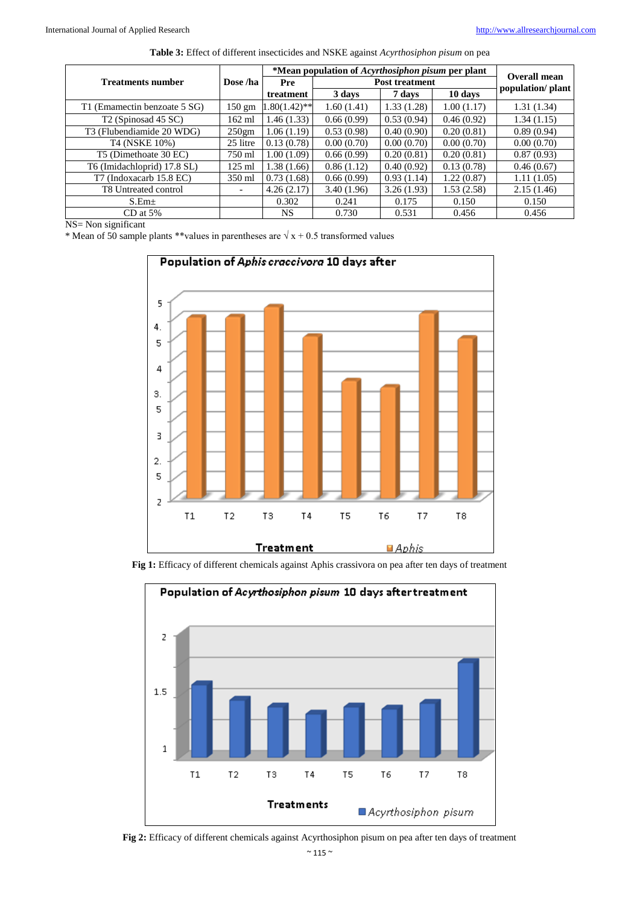**Table 3:** Effect of different insecticides and NSKE against *Acyrthosiphon pisum* on pea

| Treatments number | Dose /ha | *Mean population of *Acyrthosiphon pisum* per plant | | | | Overall mean population/ plant |
|---|---|---|---|---|---|---|
| | | Pre treatment | Post treatment | | | |
| | | | 3 days | 7 days | 10 days | |
| T1 (Emamectin benzoate 5 SG) | 150 gm | 1.80(1.42)** | 1.60 (1.41) | 1.33 (1.28) | 1.00 (1.17) | 1.31 (1.34) |
| T2 (Spinosad 45 SC) | 162 ml | 1.46 (1.33) | 0.66 (0.99) | 0.53 (0.94) | 0.46 (0.92) | 1.34 (1.15) |
| T3 (Flubendiamide 20 WDG) | 250gm | 1.06 (1.19) | 0.53 (0.98) | 0.40 (0.90) | 0.20 (0.81) | 0.89 (0.94) |
| T4 (NSKE 10%) | 25 litre | 0.13 (0.78) | 0.00 (0.70) | 0.00 (0.70) | 0.00 (0.70) | 0.00 (0.70) |
| T5 (Dimethoate 30 EC) | 750 ml | 1.00 (1.09) | 0.66 (0.99) | 0.20 (0.81) | 0.20 (0.81) | 0.87 (0.93) |
| T6 (Imidachloprid) 17.8 SL) | 125 ml | 1.38 (1.66) | 0.86 (1.12) | 0.40 (0.92) | 0.13 (0.78) | 0.46 (0.67) |
| T7 (Indoxacarb 15.8 EC) | 350 ml | 0.73 (1.68) | 0.66 (0.99) | 0.93 (1.14) | 1.22 (0.87) | 1.11 (1.05) |
| T8 Untreated control | - | 4.26 (2.17) | 3.40 (1.96) | 3.26 (1.93) | 1.53 (2.58) | 2.15 (1.46) |
| S.Em± | | 0.302 | 0.241 | 0.175 | 0.150 | 0.150 |
| CD at 5% | | NS | 0.730 | 0.531 | 0.456 | 0.456 |

NS= Non significant
\* Mean of 50 sample plants **values in parentheses are √ x + 0.5 transformed values

**Fig 1:** Efficacy of different chemicals against Aphis crassivora on pea after ten days of treatment

**Fig 2:** Efficacy of different chemicals against Acyrthosiphon pisum on pea after ten days of treatment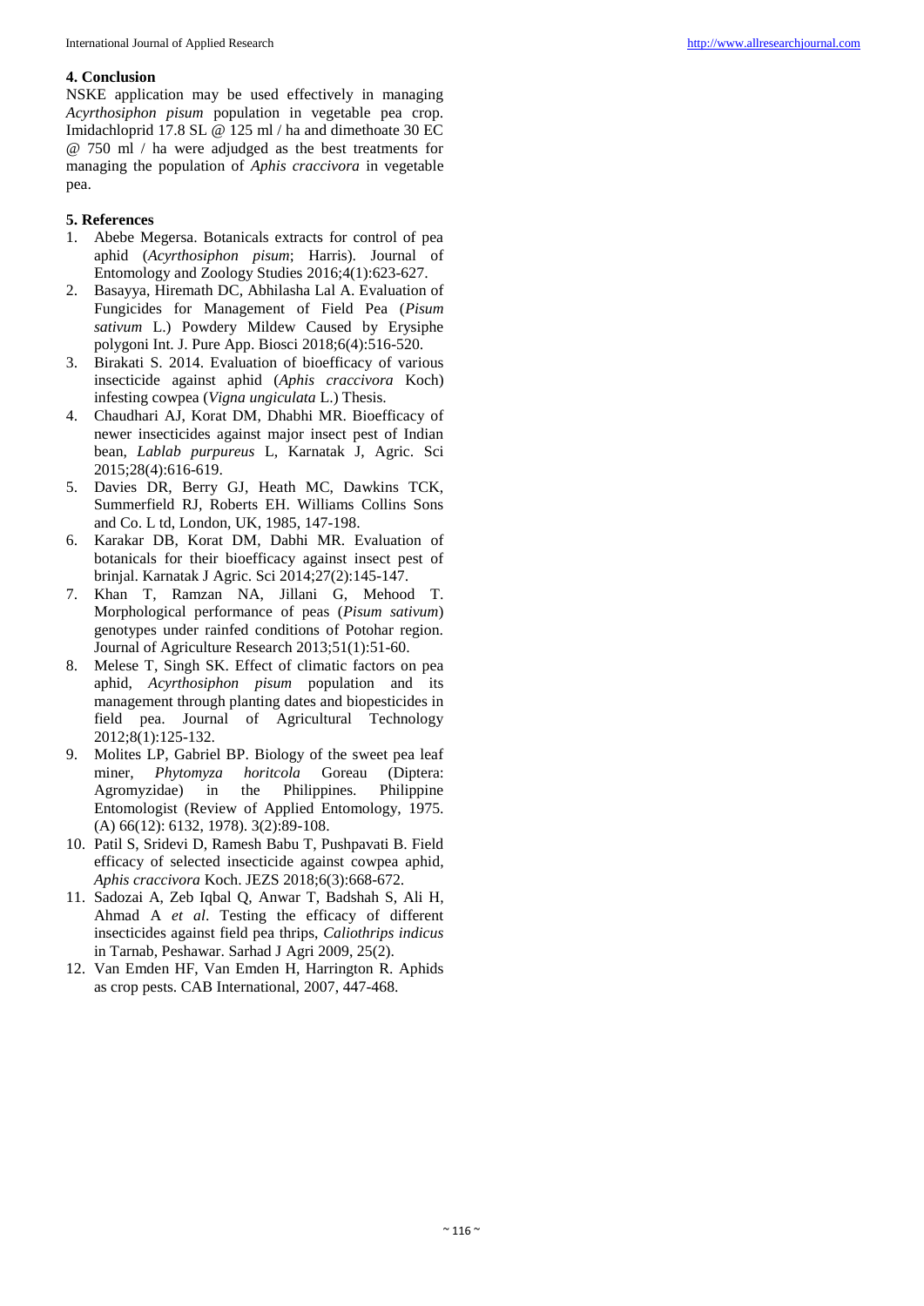## 4. Conclusion

NSKE application may be used effectively in managing *Acyrthosiphon pisum* population in vegetable pea crop. Imidachloprid 17.8 SL @ 125 ml / ha and dimethoate 30 EC @ 750 ml / ha were adjudged as the best treatments for managing the population of *Aphis craccivora* in vegetable pea.

## 5. References

1. Abebe Megersa. Botanicals extracts for control of pea aphid (*Acyrthosiphon pisum*; Harris). Journal of Entomology and Zoology Studies 2016;4(1):623-627.
2. Basayya, Hiremath DC, Abhilasha Lal A. Evaluation of Fungicides for Management of Field Pea (*Pisum sativum* L.) Powdery Mildew Caused by Erysiphe polygoni Int. J. Pure App. Biosci 2018;6(4):516-520.
3. Birakati S. 2014. Evaluation of bioefficacy of various insecticide against aphid (*Aphis craccivora* Koch) infesting cowpea (*Vigna ungiculata* L.) Thesis.
4. Chaudhari AJ, Korat DM, Dhabhi MR. Bioefficacy of newer insecticides against major insect pest of Indian bean, *Lablab purpureus* L, Karnatak J, Agric. Sci 2015;28(4):616-619.
5. Davies DR, Berry GJ, Heath MC, Dawkins TCK, Summerfield RJ, Roberts EH. Williams Collins Sons and Co. L td, London, UK, 1985, 147-198.
6. Karakar DB, Korat DM, Dabhi MR. Evaluation of botanicals for their bioefficacy against insect pest of brinjal. Karnatak J Agric. Sci 2014;27(2):145-147.
7. Khan T, Ramzan NA, Jillani G, Mehood T. Morphological performance of peas (*Pisum sativum*) genotypes under rainfed conditions of Potohar region. Journal of Agriculture Research 2013;51(1):51-60.
8. Melese T, Singh SK. Effect of climatic factors on pea aphid, *Acyrthosiphon pisum* population and its management through planting dates and biopesticides in field pea. Journal of Agricultural Technology 2012;8(1):125-132.
9. Molites LP, Gabriel BP. Biology of the sweet pea leaf miner, *Phytomyza horticola* Goreau (Diptera: Agromyzidae) in the Philippines. Philippine Entomologist (Review of Applied Entomology, 1975. (A) 66(12): 6132, 1978). 3(2):89-108.
10. Patil S, Sridevi D, Ramesh Babu T, Pushpavati B. Field efficacy of selected insecticide against cowpea aphid, *Aphis craccivora* Koch. JEZS 2018;6(3):668-672.
11. Sadozai A, Zeb Iqbal Q, Anwar T, Badshah S, Ali H, Ahmad A *et al*. Testing the efficacy of different insecticides against field pea thrips, *Caliothrips indicus* in Tarnab, Peshawar. Sarhad J Agri 2009, 25(2).
12. Van Emden HF, Van Emden H, Harrington R. Aphids as crop pests. CAB International, 2007, 447-468.